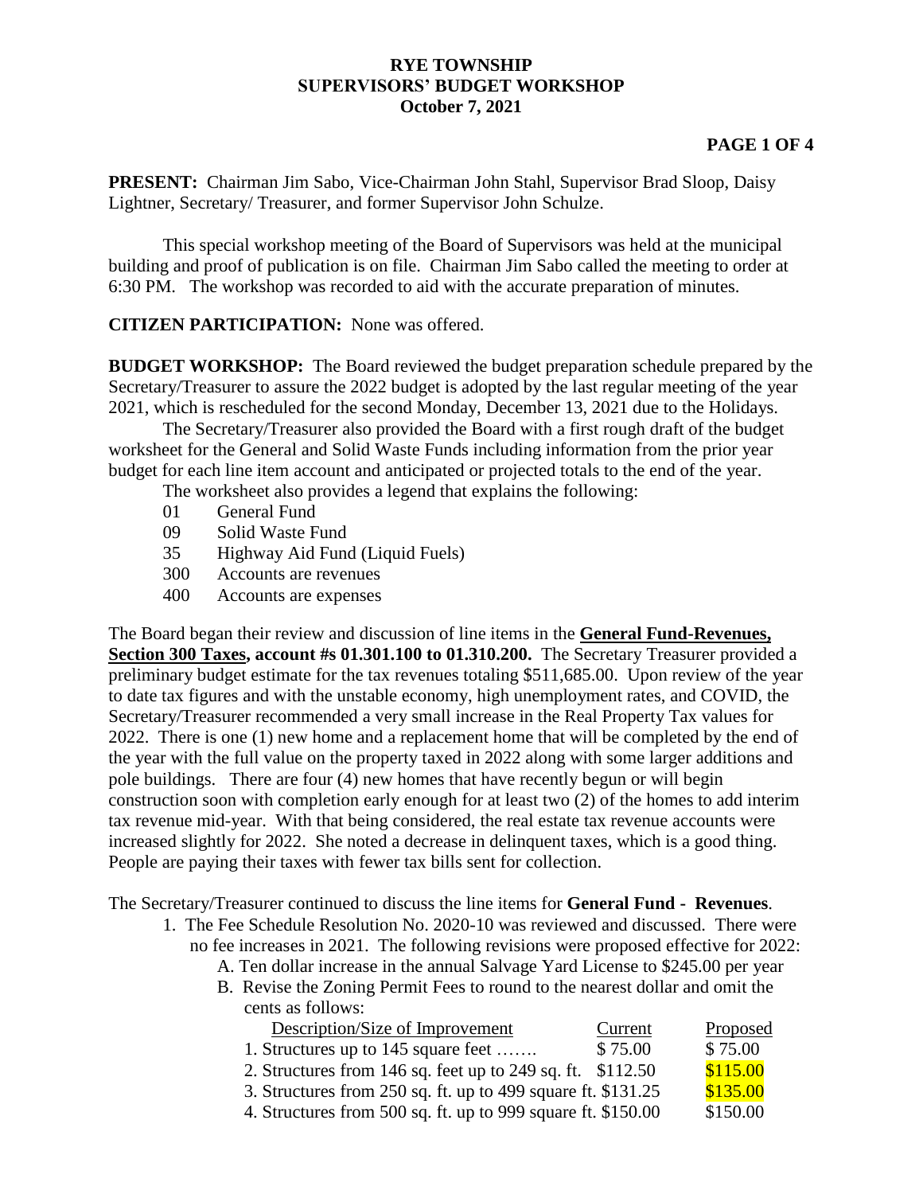**RYE TOWNSHIP**
**SUPERVISORS' BUDGET WORKSHOP**
**October 7, 2021**

**PRESENT:** Chairman Jim Sabo, Vice-Chairman John Stahl, Supervisor Brad Sloop, Daisy Lightner, Secretary/ Treasurer, and former Supervisor John Schulze.

This special workshop meeting of the Board of Supervisors was held at the municipal building and proof of publication is on file. Chairman Jim Sabo called the meeting to order at 6:30 PM. The workshop was recorded to aid with the accurate preparation of minutes.

**CITIZEN PARTICIPATION:** None was offered.

**BUDGET WORKSHOP:** The Board reviewed the budget preparation schedule prepared by the Secretary/Treasurer to assure the 2022 budget is adopted by the last regular meeting of the year 2021, which is rescheduled for the second Monday, December 13, 2021 due to the Holidays.

The Secretary/Treasurer also provided the Board with a first rough draft of the budget worksheet for the General and Solid Waste Funds including information from the prior year budget for each line item account and anticipated or projected totals to the end of the year.

The worksheet also provides a legend that explains the following:

- 01 General Fund
- 09 Solid Waste Fund
- 35 Highway Aid Fund (Liquid Fuels)
- 300 Accounts are revenues
- 400 Accounts are expenses

The Board began their review and discussion of line items in the **General Fund-Revenues, Section 300 Taxes, account #s 01.301.100 to 01.310.200.** The Secretary Treasurer provided a preliminary budget estimate for the tax revenues totaling $511,685.00. Upon review of the year to date tax figures and with the unstable economy, high unemployment rates, and COVID, the Secretary/Treasurer recommended a very small increase in the Real Property Tax values for 2022. There is one (1) new home and a replacement home that will be completed by the end of the year with the full value on the property taxed in 2022 along with some larger additions and pole buildings. There are four (4) new homes that have recently begun or will begin construction soon with completion early enough for at least two (2) of the homes to add interim tax revenue mid-year. With that being considered, the real estate tax revenue accounts were increased slightly for 2022. She noted a decrease in delinquent taxes, which is a good thing. People are paying their taxes with fewer tax bills sent for collection.

The Secretary/Treasurer continued to discuss the line items for **General Fund - Revenues**.

1. The Fee Schedule Resolution No. 2020-10 was reviewed and discussed. There were no fee increases in 2021. The following revisions were proposed effective for 2022:
   - A. Ten dollar increase in the annual Salvage Yard License to $245.00 per year
   - B. Revise the Zoning Permit Fees to round to the nearest dollar and omit the cents as follows:

| Description/Size of Improvement | Current | Proposed |
|---|---|---|
| 1. Structures up to 145 square feet ……. | $ 75.00 | $ 75.00 |
| 2. Structures from 146 sq. feet up to 249 sq. ft. | $112.50 | $115.00 |
| 3. Structures from 250 sq. ft. up to 499 square ft. | $131.25 | $135.00 |
| 4. Structures from 500 sq. ft. up to 999 square ft. | $150.00 | $150.00 |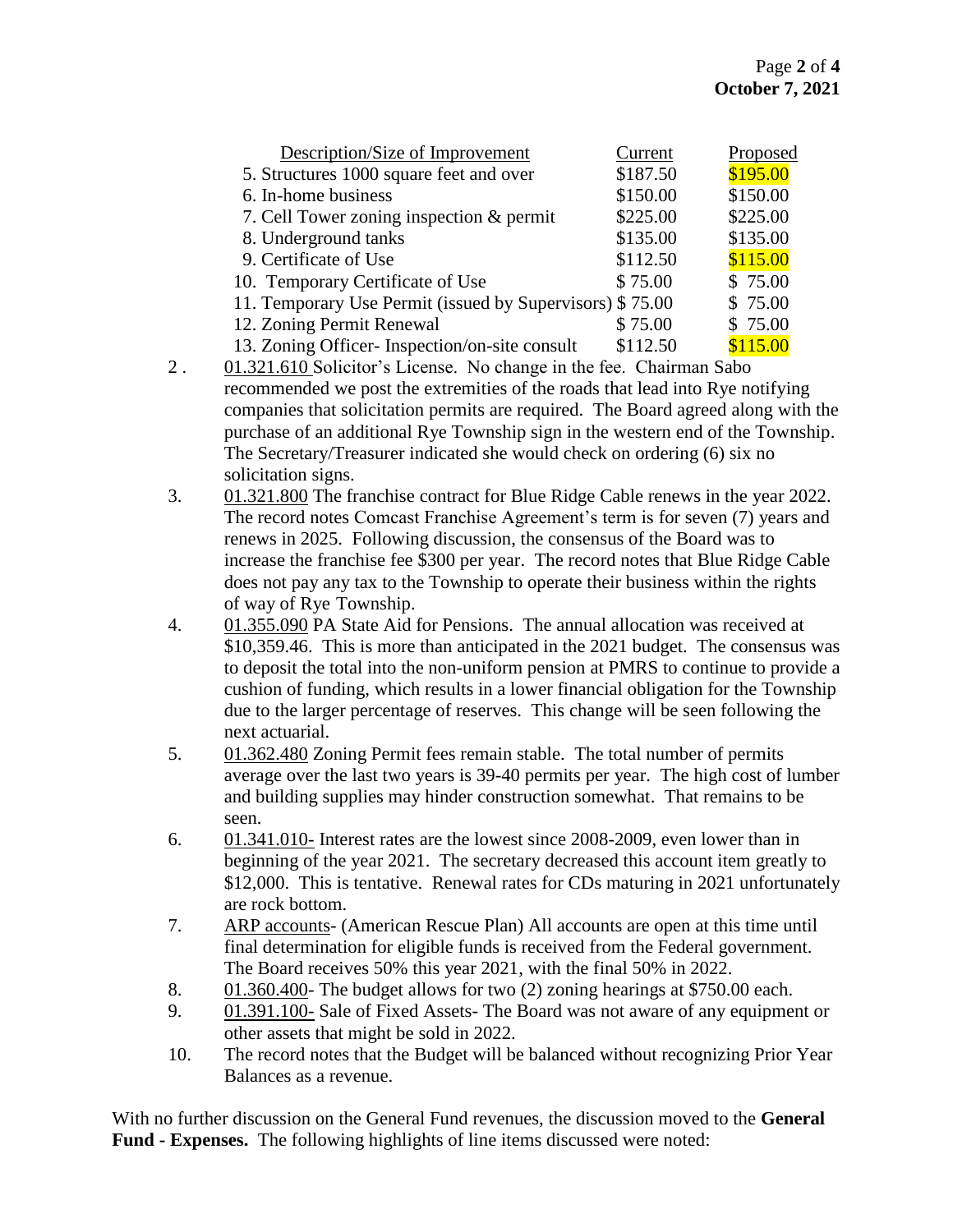| Description/Size of Improvement | Current | Proposed |
|---|---|---|
| 5. Structures 1000 square feet and over | $187.50 | $195.00 |
| 6. In-home business | $150.00 | $150.00 |
| 7. Cell Tower zoning inspection & permit | $225.00 | $225.00 |
| 8. Underground tanks | $135.00 | $135.00 |
| 9. Certificate of Use | $112.50 | $115.00 |
| 10. Temporary Certificate of Use | $ 75.00 | $ 75.00 |
| 11. Temporary Use Permit (issued by Supervisors) | $ 75.00 | $ 75.00 |
| 12. Zoning Permit Renewal | $ 75.00 | $ 75.00 |
| 13. Zoning Officer- Inspection/on-site consult | $112.50 | $115.00 |

2 . 01.321.610 Solicitor's License. No change in the fee. Chairman Sabo recommended we post the extremities of the roads that lead into Rye notifying companies that solicitation permits are required. The Board agreed along with the purchase of an additional Rye Township sign in the western end of the Township. The Secretary/Treasurer indicated she would check on ordering (6) six no solicitation signs.

3. 01.321.800 The franchise contract for Blue Ridge Cable renews in the year 2022. The record notes Comcast Franchise Agreement's term is for seven (7) years and renews in 2025. Following discussion, the consensus of the Board was to increase the franchise fee $300 per year. The record notes that Blue Ridge Cable does not pay any tax to the Township to operate their business within the rights of way of Rye Township.

4. 01.355.090 PA State Aid for Pensions. The annual allocation was received at $10,359.46. This is more than anticipated in the 2021 budget. The consensus was to deposit the total into the non-uniform pension at PMRS to continue to provide a cushion of funding, which results in a lower financial obligation for the Township due to the larger percentage of reserves. This change will be seen following the next actuarial.

5. 01.362.480 Zoning Permit fees remain stable. The total number of permits average over the last two years is 39-40 permits per year. The high cost of lumber and building supplies may hinder construction somewhat. That remains to be seen.

6. 01.341.010- Interest rates are the lowest since 2008-2009, even lower than in beginning of the year 2021. The secretary decreased this account item greatly to $12,000. This is tentative. Renewal rates for CDs maturing in 2021 unfortunately are rock bottom.

7. ARP accounts- (American Rescue Plan) All accounts are open at this time until final determination for eligible funds is received from the Federal government. The Board receives 50% this year 2021, with the final 50% in 2022.

8. 01.360.400- The budget allows for two (2) zoning hearings at $750.00 each.

9. 01.391.100- Sale of Fixed Assets- The Board was not aware of any equipment or other assets that might be sold in 2022.

10. The record notes that the Budget will be balanced without recognizing Prior Year Balances as a revenue.

With no further discussion on the General Fund revenues, the discussion moved to the **General Fund - Expenses.** The following highlights of line items discussed were noted: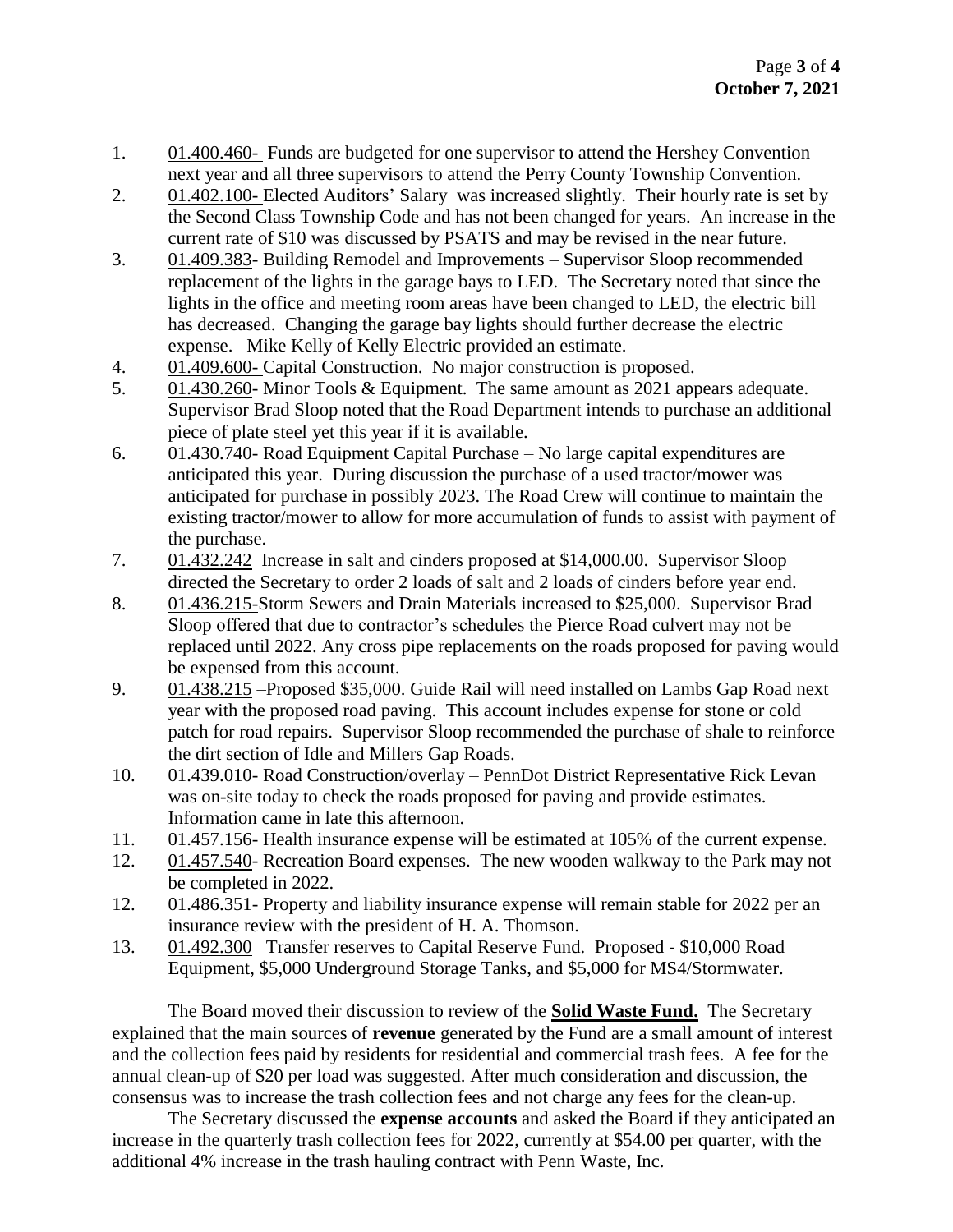1. 01.400.460- Funds are budgeted for one supervisor to attend the Hershey Convention next year and all three supervisors to attend the Perry County Township Convention.
2. 01.402.100- Elected Auditors' Salary was increased slightly. Their hourly rate is set by the Second Class Township Code and has not been changed for years. An increase in the current rate of $10 was discussed by PSATS and may be revised in the near future.
3. 01.409.383- Building Remodel and Improvements – Supervisor Sloop recommended replacement of the lights in the garage bays to LED. The Secretary noted that since the lights in the office and meeting room areas have been changed to LED, the electric bill has decreased. Changing the garage bay lights should further decrease the electric expense. Mike Kelly of Kelly Electric provided an estimate.
4. 01.409.600- Capital Construction. No major construction is proposed.
5. 01.430.260- Minor Tools & Equipment. The same amount as 2021 appears adequate. Supervisor Brad Sloop noted that the Road Department intends to purchase an additional piece of plate steel yet this year if it is available.
6. 01.430.740- Road Equipment Capital Purchase – No large capital expenditures are anticipated this year. During discussion the purchase of a used tractor/mower was anticipated for purchase in possibly 2023. The Road Crew will continue to maintain the existing tractor/mower to allow for more accumulation of funds to assist with payment of the purchase.
7. 01.432.242 Increase in salt and cinders proposed at $14,000.00. Supervisor Sloop directed the Secretary to order 2 loads of salt and 2 loads of cinders before year end.
8. 01.436.215-Storm Sewers and Drain Materials increased to $25,000. Supervisor Brad Sloop offered that due to contractor's schedules the Pierce Road culvert may not be replaced until 2022. Any cross pipe replacements on the roads proposed for paving would be expensed from this account.
9. 01.438.215 –Proposed $35,000. Guide Rail will need installed on Lambs Gap Road next year with the proposed road paving. This account includes expense for stone or cold patch for road repairs. Supervisor Sloop recommended the purchase of shale to reinforce the dirt section of Idle and Millers Gap Roads.
10. 01.439.010- Road Construction/overlay – PennDot District Representative Rick Levan was on-site today to check the roads proposed for paving and provide estimates. Information came in late this afternoon.
11. 01.457.156- Health insurance expense will be estimated at 105% of the current expense.
12. 01.457.540- Recreation Board expenses. The new wooden walkway to the Park may not be completed in 2022.
12. 01.486.351- Property and liability insurance expense will remain stable for 2022 per an insurance review with the president of H. A. Thomson.
13. 01.492.300 Transfer reserves to Capital Reserve Fund. Proposed - $10,000 Road Equipment, $5,000 Underground Storage Tanks, and $5,000 for MS4/Stormwater.

The Board moved their discussion to review of the **Solid Waste Fund.** The Secretary explained that the main sources of **revenue** generated by the Fund are a small amount of interest and the collection fees paid by residents for residential and commercial trash fees. A fee for the annual clean-up of $20 per load was suggested. After much consideration and discussion, the consensus was to increase the trash collection fees and not charge any fees for the clean-up.

The Secretary discussed the **expense accounts** and asked the Board if they anticipated an increase in the quarterly trash collection fees for 2022, currently at $54.00 per quarter, with the additional 4% increase in the trash hauling contract with Penn Waste, Inc.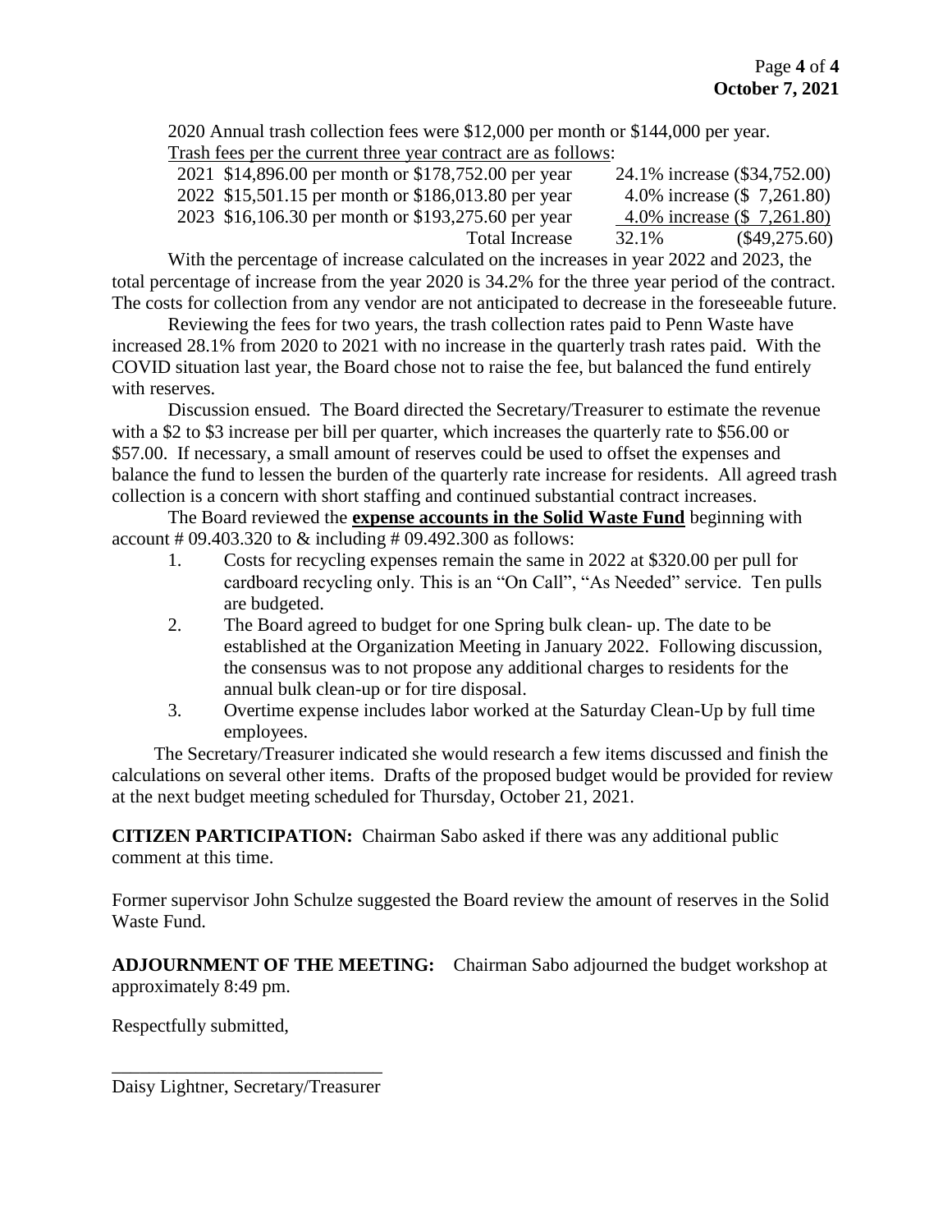2020 Annual trash collection fees were $12,000 per month or $144,000 per year.
Trash fees per the current three year contract are as follows:

| | | | |
|---|---|---|---|
| 2021 | $14,896.00 per month or $178,752.00 per year | 24.1% increase | ($34,752.00) |
| 2022 | $15,501.15 per month or $186,013.80 per year | 4.0% increase | ($ 7,261.80) |
| 2023 | $16,106.30 per month or $193,275.60 per year | 4.0% increase | ($ 7,261.80) |
| | Total Increase | 32.1% | ($49,275.60) |

With the percentage of increase calculated on the increases in year 2022 and 2023, the total percentage of increase from the year 2020 is 34.2% for the three year period of the contract. The costs for collection from any vendor are not anticipated to decrease in the foreseeable future.

Reviewing the fees for two years, the trash collection rates paid to Penn Waste have increased 28.1% from 2020 to 2021 with no increase in the quarterly trash rates paid. With the COVID situation last year, the Board chose not to raise the fee, but balanced the fund entirely with reserves.

Discussion ensued. The Board directed the Secretary/Treasurer to estimate the revenue with a $2 to $3 increase per bill per quarter, which increases the quarterly rate to $56.00 or $57.00. If necessary, a small amount of reserves could be used to offset the expenses and balance the fund to lessen the burden of the quarterly rate increase for residents. All agreed trash collection is a concern with short staffing and continued substantial contract increases.

The Board reviewed the **expense accounts in the Solid Waste Fund** beginning with account # 09.403.320 to & including # 09.492.300 as follows:

1. Costs for recycling expenses remain the same in 2022 at $320.00 per pull for cardboard recycling only. This is an "On Call", "As Needed" service. Ten pulls are budgeted.
2. The Board agreed to budget for one Spring bulk clean- up. The date to be established at the Organization Meeting in January 2022. Following discussion, the consensus was to not propose any additional charges to residents for the annual bulk clean-up or for tire disposal.
3. Overtime expense includes labor worked at the Saturday Clean-Up by full time employees.

The Secretary/Treasurer indicated she would research a few items discussed and finish the calculations on several other items. Drafts of the proposed budget would be provided for review at the next budget meeting scheduled for Thursday, October 21, 2021.

**CITIZEN PARTICIPATION:** Chairman Sabo asked if there was any additional public comment at this time.

Former supervisor John Schulze suggested the Board review the amount of reserves in the Solid Waste Fund.

**ADJOURNMENT OF THE MEETING:** Chairman Sabo adjourned the budget workshop at approximately 8:49 pm.

Respectfully submitted,

\_\_\_\_\_\_\_\_\_\_\_\_\_\_\_\_\_\_\_\_\_\_\_\_\_\_\_\_\_\_

Daisy Lightner, Secretary/Treasurer